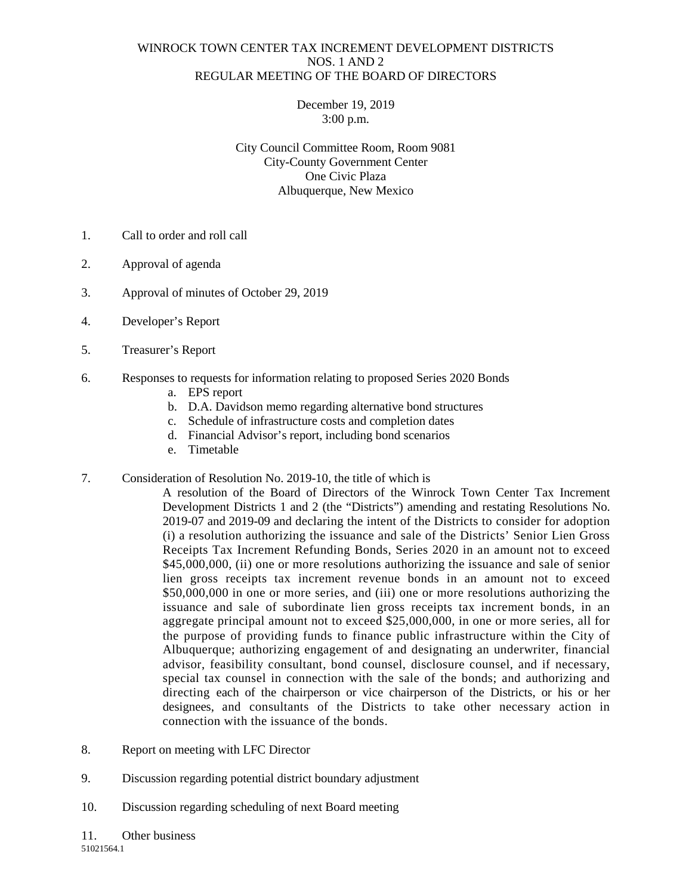# WINROCK TOWN CENTER TAX INCREMENT DEVELOPMENT DISTRICTS NOS. 1 AND 2
## REGULAR MEETING OF THE BOARD OF DIRECTORS

December 19, 2019
3:00 p.m.

City Council Committee Room, Room 9081
City-County Government Center
One Civic Plaza
Albuquerque, New Mexico

1. Call to order and roll call

2. Approval of agenda

3. Approval of minutes of October 29, 2019

4. Developer's Report

5. Treasurer's Report

6. Responses to requests for information relating to proposed Series 2020 Bonds
   a. EPS report
   b. D.A. Davidson memo regarding alternative bond structures
   c. Schedule of infrastructure costs and completion dates
   d. Financial Advisor's report, including bond scenarios
   e. Timetable

7. Consideration of Resolution No. 2019-10, the title of which is

   A resolution of the Board of Directors of the Winrock Town Center Tax Increment Development Districts 1 and 2 (the "Districts") amending and restating Resolutions No. 2019-07 and 2019-09 and declaring the intent of the Districts to consider for adoption (i) a resolution authorizing the issuance and sale of the Districts' Senior Lien Gross Receipts Tax Increment Refunding Bonds, Series 2020 in an amount not to exceed $45,000,000, (ii) one or more resolutions authorizing the issuance and sale of senior lien gross receipts tax increment revenue bonds in an amount not to exceed $50,000,000 in one or more series, and (iii) one or more resolutions authorizing the issuance and sale of subordinate lien gross receipts tax increment bonds, in an aggregate principal amount not to exceed $25,000,000, in one or more series, all for the purpose of providing funds to finance public infrastructure within the City of Albuquerque; authorizing engagement of and designating an underwriter, financial advisor, feasibility consultant, bond counsel, disclosure counsel, and if necessary, special tax counsel in connection with the sale of the bonds; and authorizing and directing each of the chairperson or vice chairperson of the Districts, or his or her designees, and consultants of the Districts to take other necessary action in connection with the issuance of the bonds.

8. Report on meeting with LFC Director

9. Discussion regarding potential district boundary adjustment

10. Discussion regarding scheduling of next Board meeting

11. Other business

51021564.1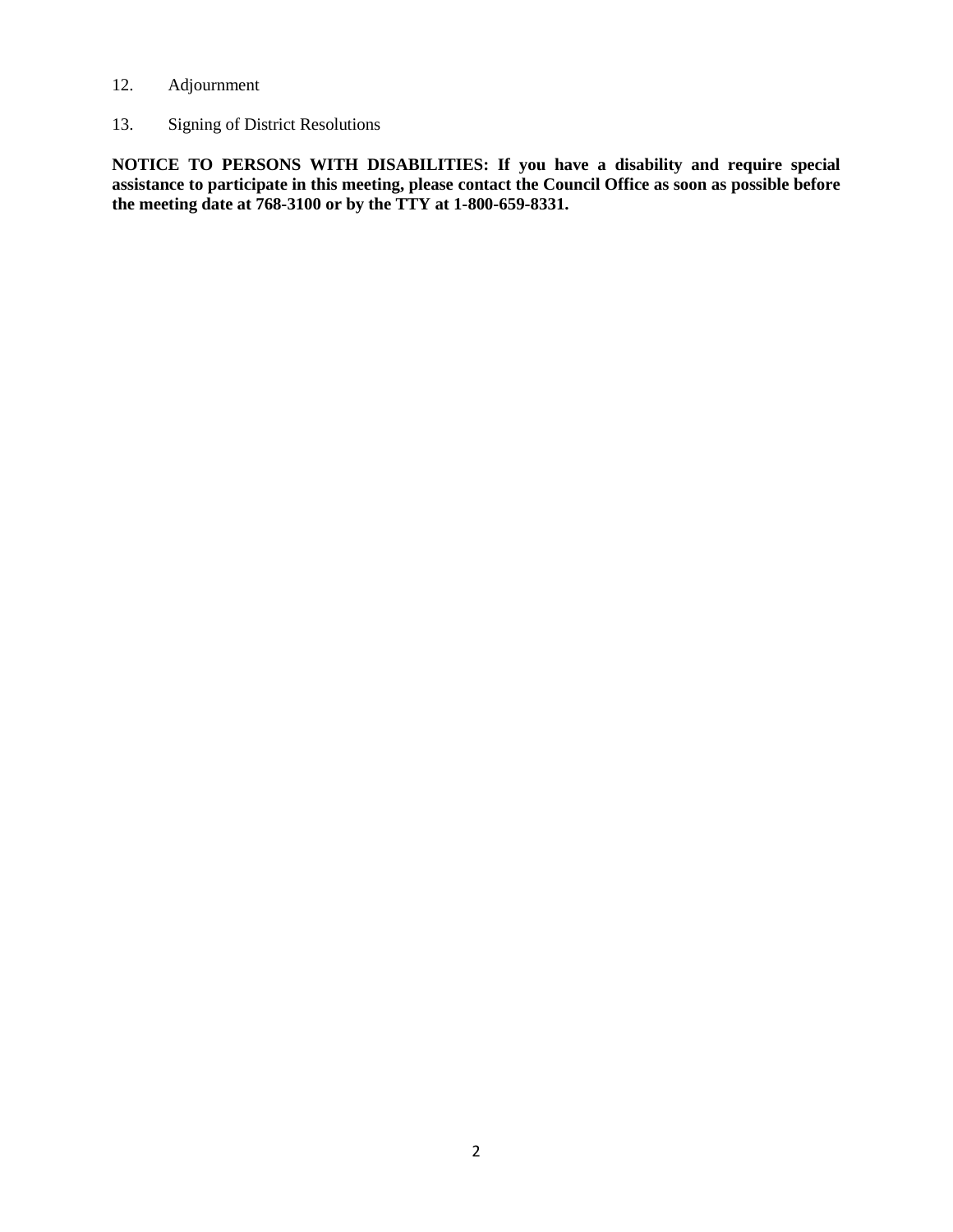12. Adjournment

13. Signing of District Resolutions

**NOTICE TO PERSONS WITH DISABILITIES: If you have a disability and require special assistance to participate in this meeting, please contact the Council Office as soon as possible before the meeting date at 768-3100 or by the TTY at 1-800-659-8331.**